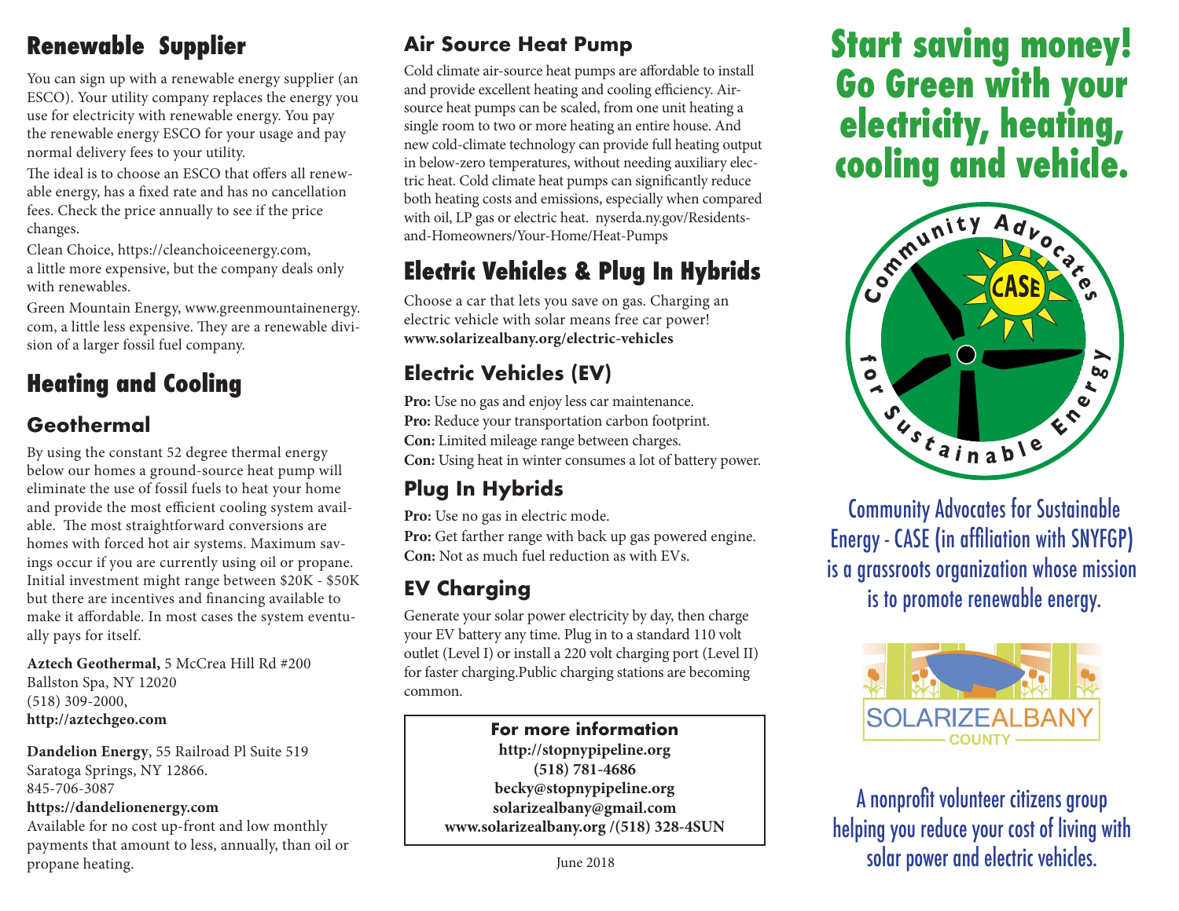## Renewable Supplier

You can sign up with a renewable energy supplier (an ESCO). Your utility company replaces the energy you use for electricity with renewable energy. You pay the renewable energy ESCO for your usage and pay normal delivery fees to your utility.

The ideal is to choose an ESCO that offers all renewable energy, has a fixed rate and has no cancellation fees. Check the price annually to see if the price changes.

Clean Choice, https://cleanchoiceenergy.com, a little more expensive, but the company deals only with renewables.

Green Mountain Energy, www.greenmountainenergy.com, a little less expensive. They are a renewable division of a larger fossil fuel company.

## Heating and Cooling

### Geothermal

By using the constant 52 degree thermal energy below our homes a ground-source heat pump will eliminate the use of fossil fuels to heat your home and provide the most efficient cooling system available. The most straightforward conversions are homes with forced hot air systems. Maximum savings occur if you are currently using oil or propane. Initial investment might range between $20K - $50K but there are incentives and financing available to make it affordable. In most cases the system eventually pays for itself.

**Aztech Geothermal,** 5 McCrea Hill Rd #200
Ballston Spa, NY 12020
(518) 309-2000,
**http://aztechgeo.com**

**Dandelion Energy**, 55 Railroad Pl Suite 519
Saratoga Springs, NY 12866.
845-706-3087
**https://dandelionenergy.com**
Available for no cost up-front and low monthly payments that amount to less, annually, than oil or propane heating.

### Air Source Heat Pump

Cold climate air-source heat pumps are affordable to install and provide excellent heating and cooling efficiency. Air-source heat pumps can be scaled, from one unit heating a single room to two or more heating an entire house. And new cold-climate technology can provide full heating output in below-zero temperatures, without needing auxiliary electric heat. Cold climate heat pumps can significantly reduce both heating costs and emissions, especially when compared with oil, LP gas or electric heat. nyserda.ny.gov/Residents-and-Homeowners/Your-Home/Heat-Pumps

## Electric Vehicles & Plug In Hybrids

Choose a car that lets you save on gas. Charging an electric vehicle with solar means free car power!
**www.solarizealbany.org/electric-vehicles**

### Electric Vehicles (EV)

**Pro:** Use no gas and enjoy less car maintenance.
**Pro:** Reduce your transportation carbon footprint.
**Con:** Limited mileage range between charges.
**Con:** Using heat in winter consumes a lot of battery power.

### Plug In Hybrids

**Pro:** Use no gas in electric mode.
**Pro:** Get farther range with back up gas powered engine.
**Con:** Not as much fuel reduction as with EVs.

### EV Charging

Generate your solar power electricity by day, then charge your EV battery any time. Plug in to a standard 110 volt outlet (Level I) or install a 220 volt charging port (Level II) for faster charging.Public charging stations are becoming common.

**For more information**
**http://stopnypipeline.org**
**(518) 781-4686**
**becky@stopnypipeline.org**
**solarizealbany@gmail.com**
**www.solarizealbany.org /(518) 328-4SUN**

June 2018

# Start saving money! Go Green with your electricity, heating, cooling and vehicle.

Community Advocates for Sustainable Energy - CASE (in affiliation with SNYFGP) is a grassroots organization whose mission is to promote renewable energy.

SOLARIZEALBANY COUNTY

A nonprofit volunteer citizens group helping you reduce your cost of living with solar power and electric vehicles.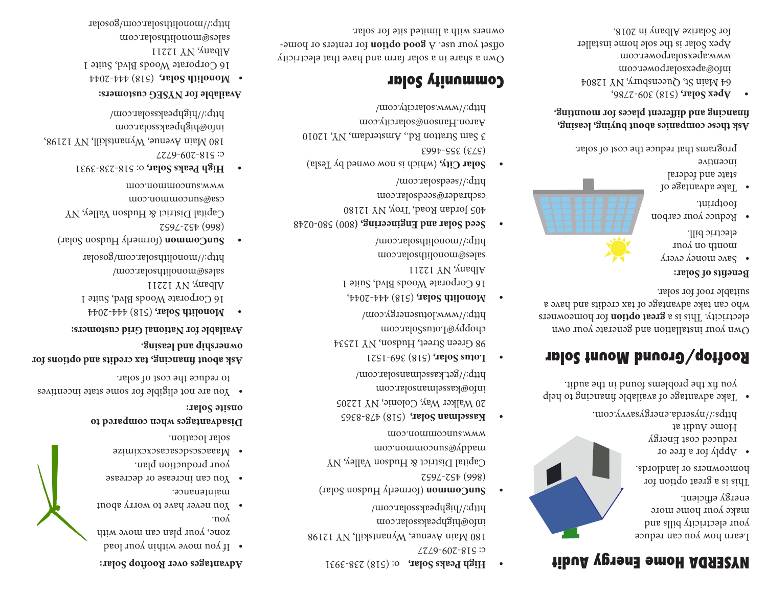# NYSERDA Home Energy Audit

Learn how you can reduce your electricity bills and make your home more energy efficient. This is a great option for homeowners or landlords.

- Apply for a free or reduced cost Energy Home Audit at https://nyserda.energysavvy.com.
- Take advantage of available financing to help you fix the problems found in the audit.

# Rooftop/Ground Mount Solar

Own your installation and generate your own electricity. This is a **great option** for homeowners who can take advantage of tax credits and have a suitable roof for solar.

**Benefits of Solar:**

- Save money every month on your electric bill.
- Reduce your carbon footprint.
- Take advantage of state and federal incentive programs that reduce the cost of solar.

**Ask these companies about buying, leasing, financing and different places for mounting.**

- **Apex Solar,** (518) 309-2786,
  64 Main St, Queensbury, NY 12804
  info@apexsolarpower.com
  www.apexsolarpower.com
  Apex Solar is the sole home installer for Solarize Albany in 2018.
- **High Peaks Solar,** o: (518) 238-3931
  c: 518-209-6727
  180 Main Avenue, Wynantskill, NY 12198
  info@highpeakssolar.com
  http://highpeakssolar.com/
- **SunCommon** (formerly Hudson Solar)
  (866) 452-7652
  Capital District & Hudson Valley, NY
  maddy@suncommon.com
  www.suncommon.com
- **Kasselman Solar,** (518) 478-8365
  20 Walker Way, Colonie, NY 12205
  info@kasselmansolar.com
  http://get.kasselmansolar.com/
- **Lotus Solar,** (518) 369-1521
  98 Green Street, Hudson, NY 12534
  choppy@LotusSolar.com
  http://www.lotusenergy.com/
- **Monolith Solar,** (518) 444-2044,
  16 Corporate Woods Blvd, Suite 1
  Albany, NY 12211
  sales@monolithsolar.com
  http://monolithsolar.com/
- **Seed Solar and Engineering,** (800) 580-0248
  405 Jordan Road, Troy, NY 12180
  cschrader@seedsolar.com
  http://seedsolar.com/
- **Solar City,** (which is now owned by Tesla)
  (573) 355-4663
  3 Sam Stratton Rd., Amsterdam, NY, 12010
  Aaron.Hanson@solarcity.com
  http://www.solarcity.com/

# Community Solar

Own a share in a solar farm and have that electricity offset your use. A **good option** for renters or home-owners with a limited site for solar.

**Advantages over Rooftop Solar:**

- If you move within your load zone, your plan can move with you.
- You never have to worry about maintenance.
- You can increase or decrease your production plan.
- Maaacscsdcsacascxcimize solar location.

**Disadvantages when compared to onsite Solar:**

- You are not eligible for some state incentives to reduce the cost of solar.

**Ask about financing, tax credits and options for ownership and leasing.**

**Available for National Grid customers:**

- **Monolith Solar,** (518) 444-2044
  16 Corporate Woods Blvd, Suite 1
  Albany, NY 12211
  sales@monolithsolar.com/
  http://monolithsolar.com/gosolar
- **SunCommon** (formerly Hudson Solar)
  (866) 452-7652
  Capital District & Hudson Valley, NY
  csa@suncommon.com
  www.suncommon.com
- **High Peaks Solar,** o: 518-238-3931
  c: 518-209-6727
  180 Main Avenue, Wynantskill, NY 12198,
  info@highpeakssolar.com
  http://highpeakssolar.com/

**Available for NYSEG customers:**

- **Monolith Solar,** (518) 444-2044
  16 Corporate Woods Blvd, Suite 1
  Albany, NY 12211
  sales@monolithsolar.com
  http://monolithsolar.com/gosolar